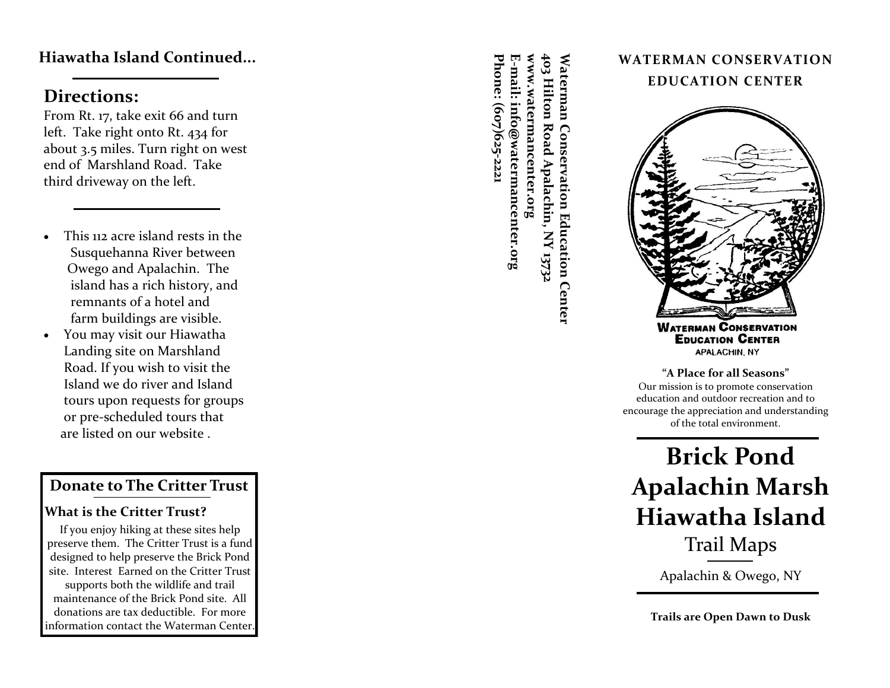## Hiawatha Island Continued...

## Directions:

From Rt. 17, take exit 66 and turn left. Take right onto Rt. 434 for about 3.5 miles. Turn right on west end of Marshland Road. Take third driveway on the left.

- This 112 acre island rests in the Susquehanna River between Owego and Apalachin. The island has a rich history, and remnants of a hotel and farm buildings are visible.
- You may visit our Hiawatha Landing site on Marshland Road. If you wish to visit the Island we do river and Island tours upon requests for groups or pre-scheduled tours that are listed on our website .

### Donate to The Critter Trust

**What is the Critter Trust?**

If you enjoy hiking at these sites help preserve them. The Critter Trust is a fund designed to help preserve the Brick Pond site. Interest Earned on the Critter Trust supports both the wildlife and trail maintenance of the Brick Pond site. All donations are tax deductible. For more information contact the Waterman Center.

**Waterman Conservation Education Center**
**403 Hilton Road Apalachin, NY 13732**
**www.watermancenter.org**
**E-mail: info@watermancenter.org**
**Phone: (607)625-2221**

## WATERMAN CONSERVATION EDUCATION CENTER

WATERMAN CONSERVATION EDUCATION CENTER
APALACHIN, NY

**"A Place for all Seasons"**

Our mission is to promote conservation education and outdoor recreation and to encourage the appreciation and understanding of the total environment.

# Brick Pond Apalachin Marsh Hiawatha Island

Trail Maps

Apalachin & Owego, NY

**Trails are Open Dawn to Dusk**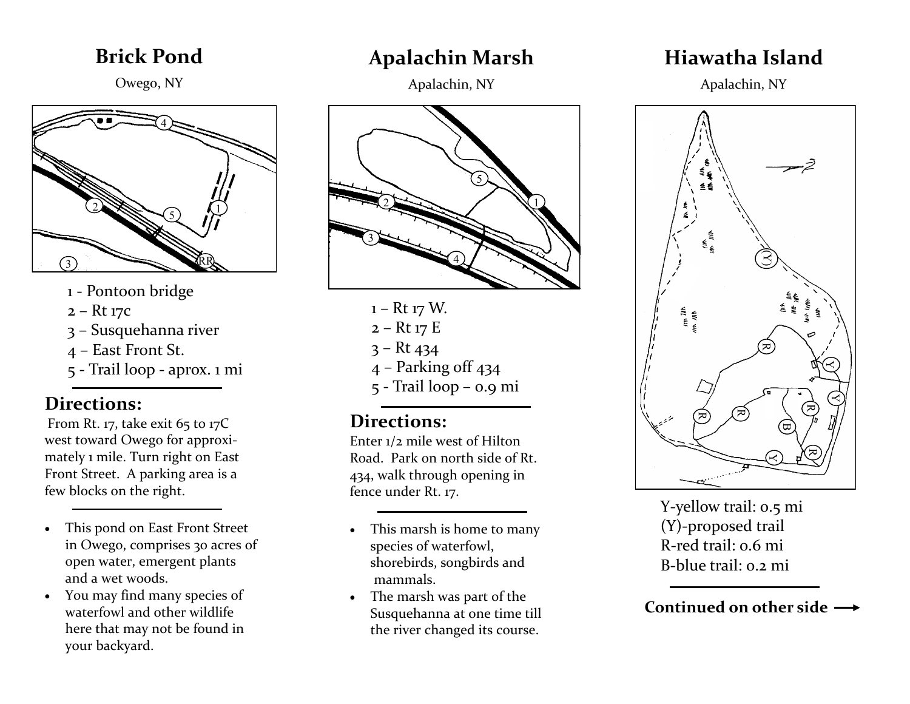## Brick Pond

Owego, NY

1 - Pontoon bridge
2 – Rt 17c
3 – Susquehanna river
4 – East Front St.
5 - Trail loop - aprox. 1 mi

### Directions:

From Rt. 17, take exit 65 to 17C west toward Owego for approximately 1 mile. Turn right on East Front Street. A parking area is a few blocks on the right.

- This pond on East Front Street in Owego, comprises 30 acres of open water, emergent plants and a wet woods.
- You may find many species of waterfowl and other wildlife here that may not be found in your backyard.

## Apalachin Marsh

Apalachin, NY

1 – Rt 17 W.
2 – Rt 17 E
3 – Rt 434
4 – Parking off 434
5 - Trail loop – 0.9 mi

### Directions:

Enter 1/2 mile west of Hilton Road. Park on north side of Rt. 434, walk through opening in fence under Rt. 17.

- This marsh is home to many species of waterfowl, shorebirds, songbirds and mammals.
- The marsh was part of the Susquehanna at one time till the river changed its course.

## Hiawatha Island

Apalachin, NY

Y-yellow trail: 0.5 mi
(Y)-proposed trail
R-red trail: 0.6 mi
B-blue trail: 0.2 mi

**Continued on other side →**